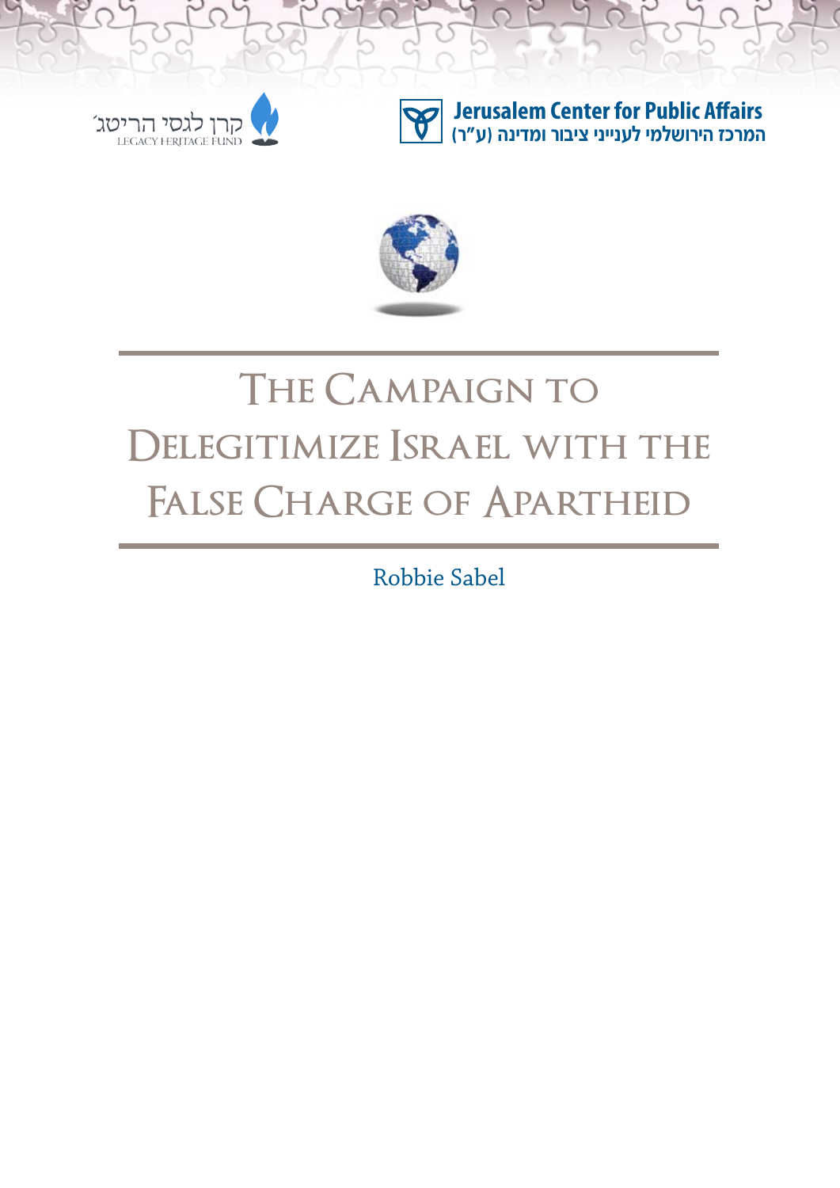קרן לגסי הריטג׳
LEGACY HERITAGE FUND

**Jerusalem Center for Public Affairs**
**המרכז הירושלמי לענייני ציבור ומדינה (ע"ר)**

# The Campaign to Delegitimize Israel with the False Charge of Apartheid

Robbie Sabel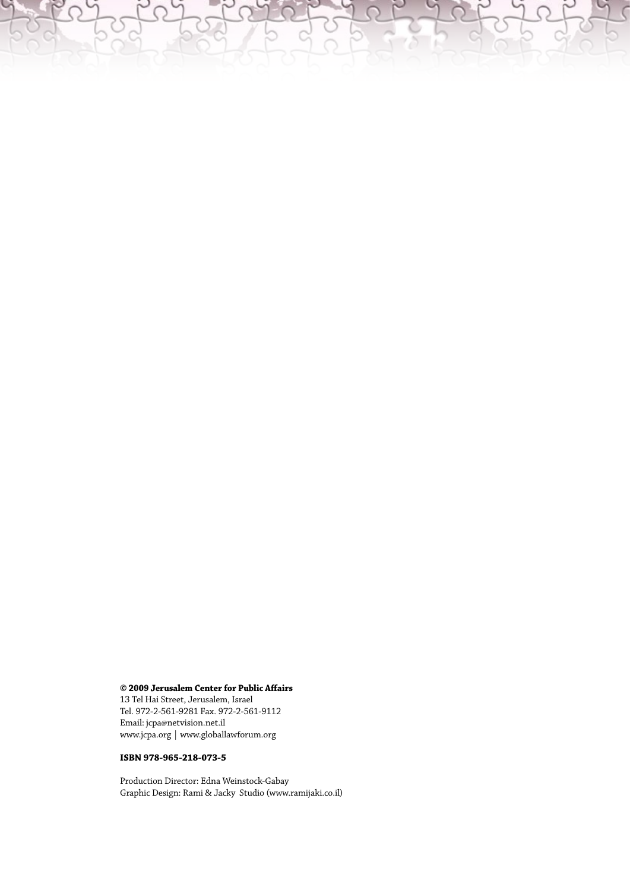**© 2009 Jerusalem Center for Public Affairs**
13 Tel Hai Street, Jerusalem, Israel
Tel. 972-2-561-9281 Fax. 972-2-561-9112
Email: jcpa@netvision.net.il
www.jcpa.org | www.globallawforum.org

**ISBN 978-965-218-073-5**

Production Director: Edna Weinstock-Gabay
Graphic Design: Rami & Jacky Studio (www.ramijaki.co.il)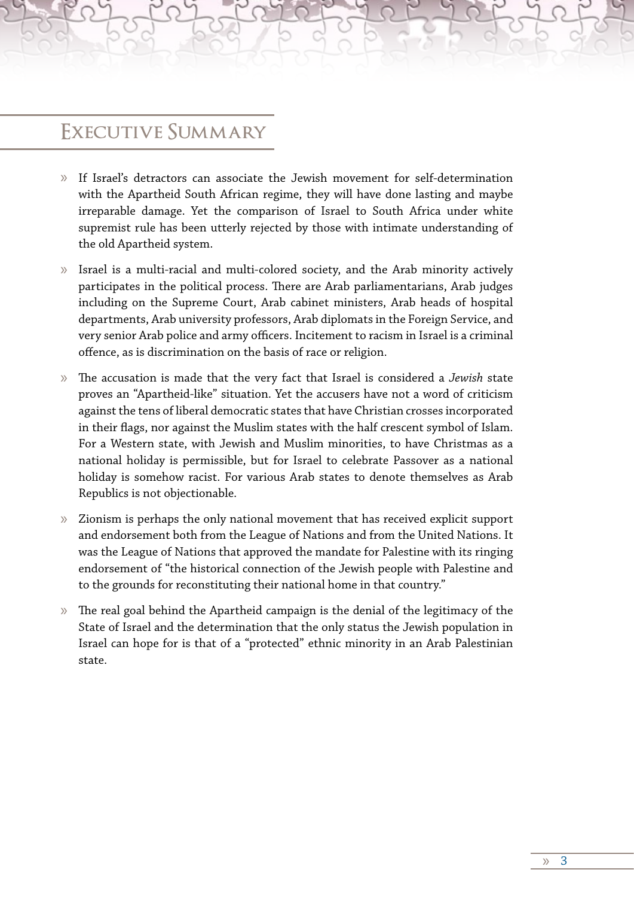# Executive Summary

- If Israel's detractors can associate the Jewish movement for self-determination with the Apartheid South African regime, they will have done lasting and maybe irreparable damage. Yet the comparison of Israel to South Africa under white supremist rule has been utterly rejected by those with intimate understanding of the old Apartheid system.

- Israel is a multi-racial and multi-colored society, and the Arab minority actively participates in the political process. There are Arab parliamentarians, Arab judges including on the Supreme Court, Arab cabinet ministers, Arab heads of hospital departments, Arab university professors, Arab diplomats in the Foreign Service, and very senior Arab police and army officers. Incitement to racism in Israel is a criminal offence, as is discrimination on the basis of race or religion.

- The accusation is made that the very fact that Israel is considered a *Jewish* state proves an "Apartheid-like" situation. Yet the accusers have not a word of criticism against the tens of liberal democratic states that have Christian crosses incorporated in their flags, nor against the Muslim states with the half crescent symbol of Islam. For a Western state, with Jewish and Muslim minorities, to have Christmas as a national holiday is permissible, but for Israel to celebrate Passover as a national holiday is somehow racist. For various Arab states to denote themselves as Arab Republics is not objectionable.

- Zionism is perhaps the only national movement that has received explicit support and endorsement both from the League of Nations and from the United Nations. It was the League of Nations that approved the mandate for Palestine with its ringing endorsement of "the historical connection of the Jewish people with Palestine and to the grounds for reconstituting their national home in that country."

- The real goal behind the Apartheid campaign is the denial of the legitimacy of the State of Israel and the determination that the only status the Jewish population in Israel can hope for is that of a "protected" ethnic minority in an Arab Palestinian state.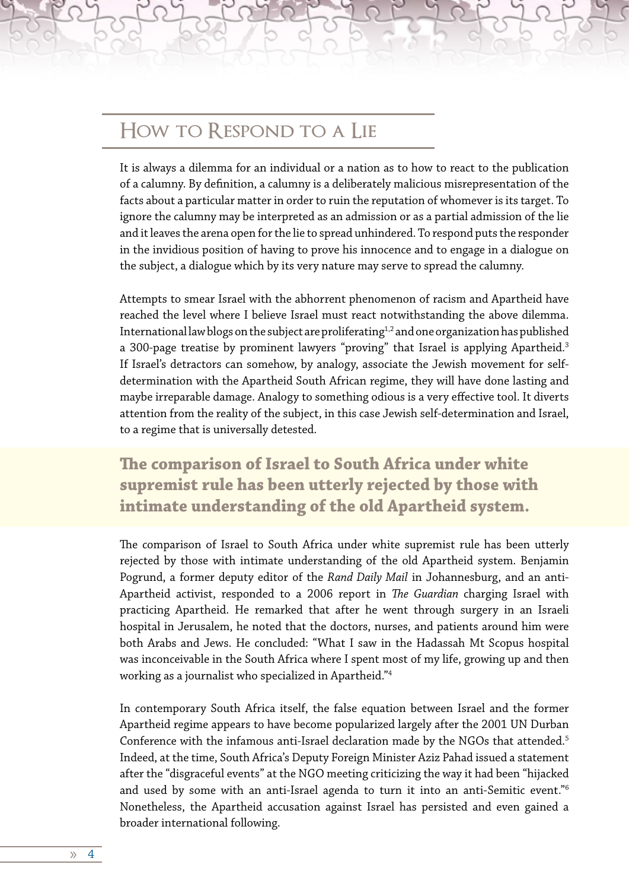## How to Respond to a Lie

It is always a dilemma for an individual or a nation as to how to react to the publication of a calumny. By definition, a calumny is a deliberately malicious misrepresentation of the facts about a particular matter in order to ruin the reputation of whomever is its target. To ignore the calumny may be interpreted as an admission or as a partial admission of the lie and it leaves the arena open for the lie to spread unhindered. To respond puts the responder in the invidious position of having to prove his innocence and to engage in a dialogue on the subject, a dialogue which by its very nature may serve to spread the calumny.

Attempts to smear Israel with the abhorrent phenomenon of racism and Apartheid have reached the level where I believe Israel must react notwithstanding the above dilemma. International law blogs on the subject are proliferating[1,2] and one organization has published a 300-page treatise by prominent lawyers "proving" that Israel is applying Apartheid.[3] If Israel's detractors can somehow, by analogy, associate the Jewish movement for self-determination with the Apartheid South African regime, they will have done lasting and maybe irreparable damage. Analogy to something odious is a very effective tool. It diverts attention from the reality of the subject, in this case Jewish self-determination and Israel, to a regime that is universally detested.

**The comparison of Israel to South Africa under white supremist rule has been utterly rejected by those with intimate understanding of the old Apartheid system.**

The comparison of Israel to South Africa under white supremist rule has been utterly rejected by those with intimate understanding of the old Apartheid system. Benjamin Pogrund, a former deputy editor of the *Rand Daily Mail* in Johannesburg, and an anti-Apartheid activist, responded to a 2006 report in *The Guardian* charging Israel with practicing Apartheid. He remarked that after he went through surgery in an Israeli hospital in Jerusalem, he noted that the doctors, nurses, and patients around him were both Arabs and Jews. He concluded: "What I saw in the Hadassah Mt Scopus hospital was inconceivable in the South Africa where I spent most of my life, growing up and then working as a journalist who specialized in Apartheid."[4]

In contemporary South Africa itself, the false equation between Israel and the former Apartheid regime appears to have become popularized largely after the 2001 UN Durban Conference with the infamous anti-Israel declaration made by the NGOs that attended.[5] Indeed, at the time, South Africa's Deputy Foreign Minister Aziz Pahad issued a statement after the "disgraceful events" at the NGO meeting criticizing the way it had been "hijacked and used by some with an anti-Israel agenda to turn it into an anti-Semitic event."[6] Nonetheless, the Apartheid accusation against Israel has persisted and even gained a broader international following.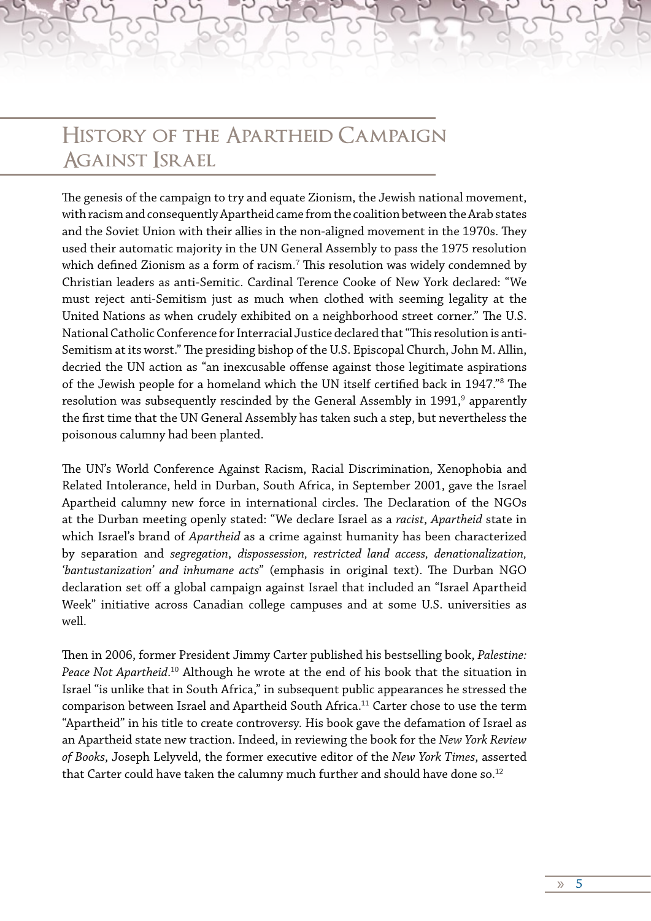## History of the Apartheid Campaign Against Israel

The genesis of the campaign to try and equate Zionism, the Jewish national movement, with racism and consequently Apartheid came from the coalition between the Arab states and the Soviet Union with their allies in the non-aligned movement in the 1970s. They used their automatic majority in the UN General Assembly to pass the 1975 resolution which defined Zionism as a form of racism.[7] This resolution was widely condemned by Christian leaders as anti-Semitic. Cardinal Terence Cooke of New York declared: "We must reject anti-Semitism just as much when clothed with seeming legality at the United Nations as when crudely exhibited on a neighborhood street corner." The U.S. National Catholic Conference for Interracial Justice declared that "This resolution is anti-Semitism at its worst." The presiding bishop of the U.S. Episcopal Church, John M. Allin, decried the UN action as "an inexcusable offense against those legitimate aspirations of the Jewish people for a homeland which the UN itself certified back in 1947."[8] The resolution was subsequently rescinded by the General Assembly in 1991,[9] apparently the first time that the UN General Assembly has taken such a step, but nevertheless the poisonous calumny had been planted.

The UN's World Conference Against Racism, Racial Discrimination, Xenophobia and Related Intolerance, held in Durban, South Africa, in September 2001, gave the Israel Apartheid calumny new force in international circles. The Declaration of the NGOs at the Durban meeting openly stated: "We declare Israel as a *racist*, *Apartheid* state in which Israel's brand of *Apartheid* as a crime against humanity has been characterized by separation and *segregation*, *dispossession, restricted land access, denationalization, 'bantustanization' and inhumane acts*" (emphasis in original text). The Durban NGO declaration set off a global campaign against Israel that included an "Israel Apartheid Week" initiative across Canadian college campuses and at some U.S. universities as well.

Then in 2006, former President Jimmy Carter published his bestselling book, *Palestine: Peace Not Apartheid*.[10] Although he wrote at the end of his book that the situation in Israel "is unlike that in South Africa," in subsequent public appearances he stressed the comparison between Israel and Apartheid South Africa.[11] Carter chose to use the term "Apartheid" in his title to create controversy. His book gave the defamation of Israel as an Apartheid state new traction. Indeed, in reviewing the book for the *New York Review of Books*, Joseph Lelyveld, the former executive editor of the *New York Times*, asserted that Carter could have taken the calumny much further and should have done so.[12]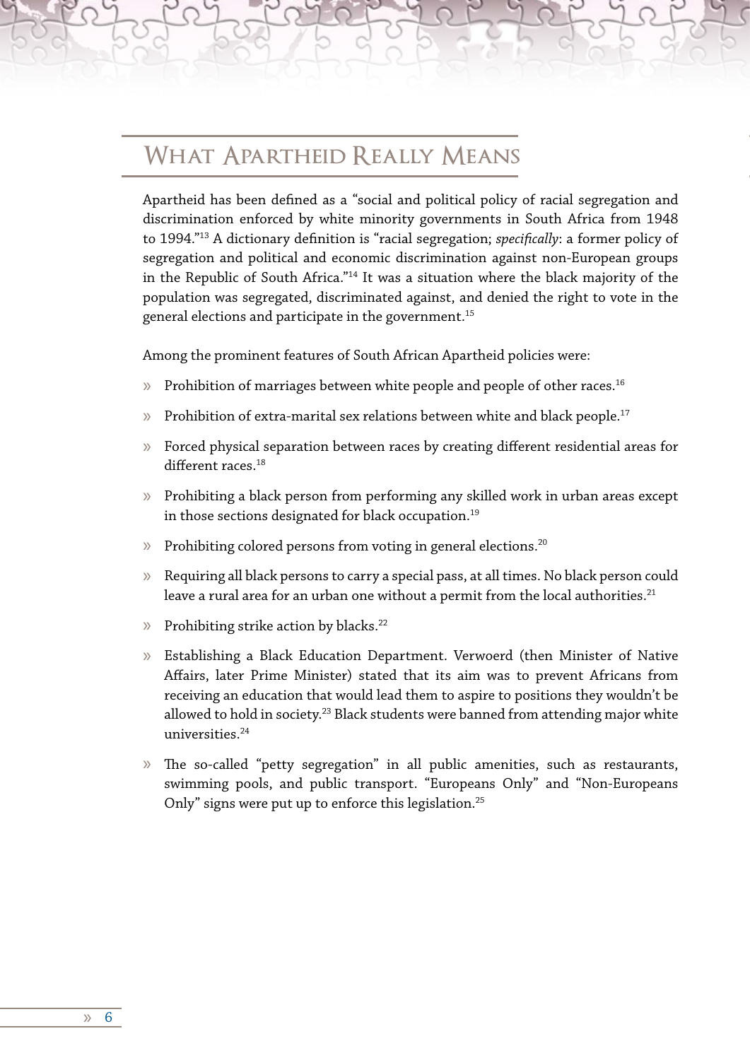## What Apartheid Really Means

Apartheid has been defined as a "social and political policy of racial segregation and discrimination enforced by white minority governments in South Africa from 1948 to 1994."[13] A dictionary definition is "racial segregation; *specifically*: a former policy of segregation and political and economic discrimination against non-European groups in the Republic of South Africa."[14] It was a situation where the black majority of the population was segregated, discriminated against, and denied the right to vote in the general elections and participate in the government.[15]

Among the prominent features of South African Apartheid policies were:

- Prohibition of marriages between white people and people of other races.[16]
- Prohibition of extra-marital sex relations between white and black people.[17]
- Forced physical separation between races by creating different residential areas for different races.[18]
- Prohibiting a black person from performing any skilled work in urban areas except in those sections designated for black occupation.[19]
- Prohibiting colored persons from voting in general elections.[20]
- Requiring all black persons to carry a special pass, at all times. No black person could leave a rural area for an urban one without a permit from the local authorities.[21]
- Prohibiting strike action by blacks.[22]
- Establishing a Black Education Department. Verwoerd (then Minister of Native Affairs, later Prime Minister) stated that its aim was to prevent Africans from receiving an education that would lead them to aspire to positions they wouldn't be allowed to hold in society.[23] Black students were banned from attending major white universities.[24]
- The so-called "petty segregation" in all public amenities, such as restaurants, swimming pools, and public transport. "Europeans Only" and "Non-Europeans Only" signs were put up to enforce this legislation.[25]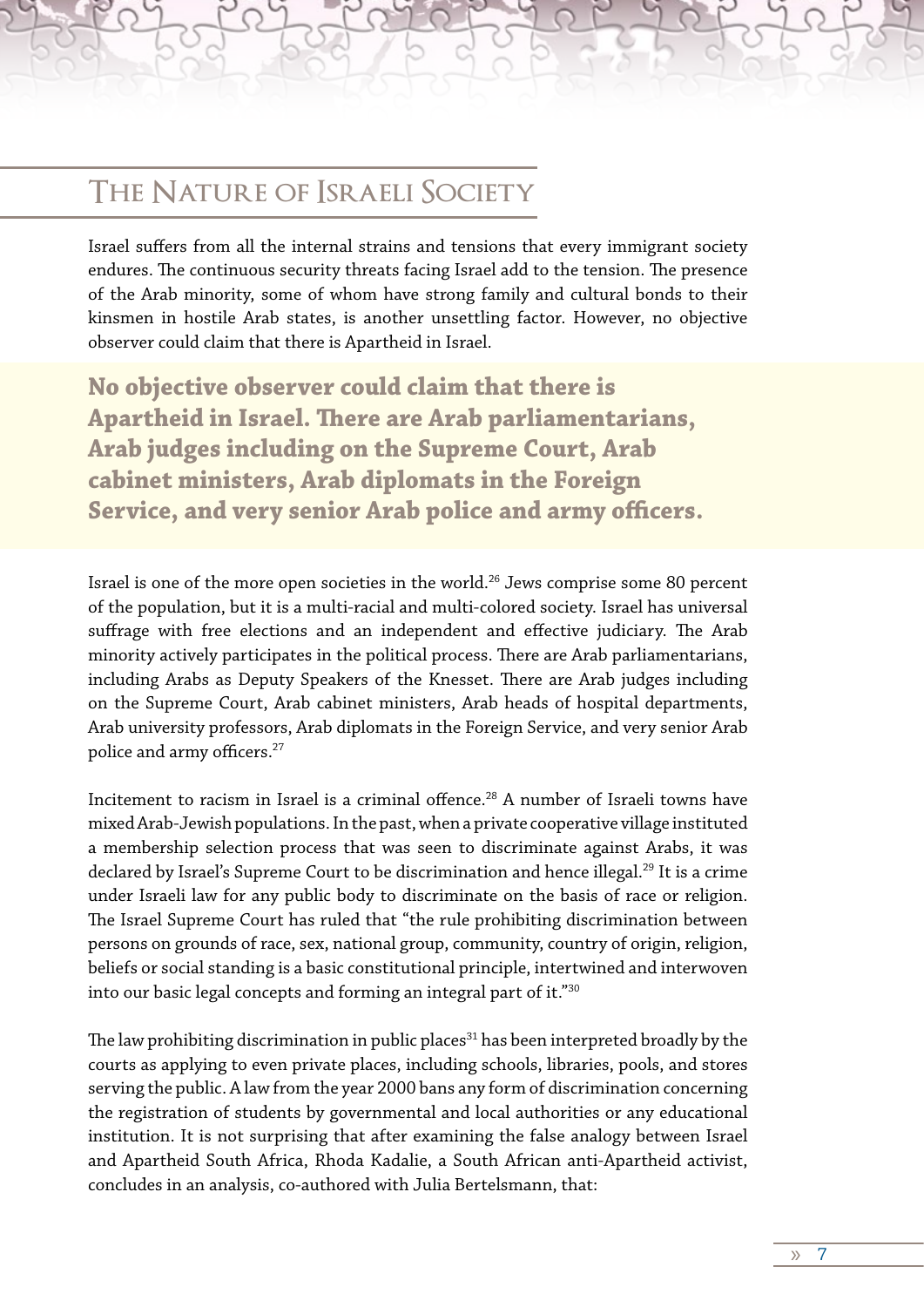## The Nature of Israeli Society

Israel suffers from all the internal strains and tensions that every immigrant society endures. The continuous security threats facing Israel add to the tension. The presence of the Arab minority, some of whom have strong family and cultural bonds to their kinsmen in hostile Arab states, is another unsettling factor. However, no objective observer could claim that there is Apartheid in Israel.

**No objective observer could claim that there is Apartheid in Israel. There are Arab parliamentarians, Arab judges including on the Supreme Court, Arab cabinet ministers, Arab diplomats in the Foreign Service, and very senior Arab police and army officers.**

Israel is one of the more open societies in the world.[26] Jews comprise some 80 percent of the population, but it is a multi-racial and multi-colored society. Israel has universal suffrage with free elections and an independent and effective judiciary. The Arab minority actively participates in the political process. There are Arab parliamentarians, including Arabs as Deputy Speakers of the Knesset. There are Arab judges including on the Supreme Court, Arab cabinet ministers, Arab heads of hospital departments, Arab university professors, Arab diplomats in the Foreign Service, and very senior Arab police and army officers.[27]

Incitement to racism in Israel is a criminal offence.[28] A number of Israeli towns have mixed Arab-Jewish populations. In the past, when a private cooperative village instituted a membership selection process that was seen to discriminate against Arabs, it was declared by Israel's Supreme Court to be discrimination and hence illegal.[29] It is a crime under Israeli law for any public body to discriminate on the basis of race or religion. The Israel Supreme Court has ruled that "the rule prohibiting discrimination between persons on grounds of race, sex, national group, community, country of origin, religion, beliefs or social standing is a basic constitutional principle, intertwined and interwoven into our basic legal concepts and forming an integral part of it."[30]

The law prohibiting discrimination in public places[31] has been interpreted broadly by the courts as applying to even private places, including schools, libraries, pools, and stores serving the public. A law from the year 2000 bans any form of discrimination concerning the registration of students by governmental and local authorities or any educational institution. It is not surprising that after examining the false analogy between Israel and Apartheid South Africa, Rhoda Kadalie, a South African anti-Apartheid activist, concludes in an analysis, co-authored with Julia Bertelsmann, that: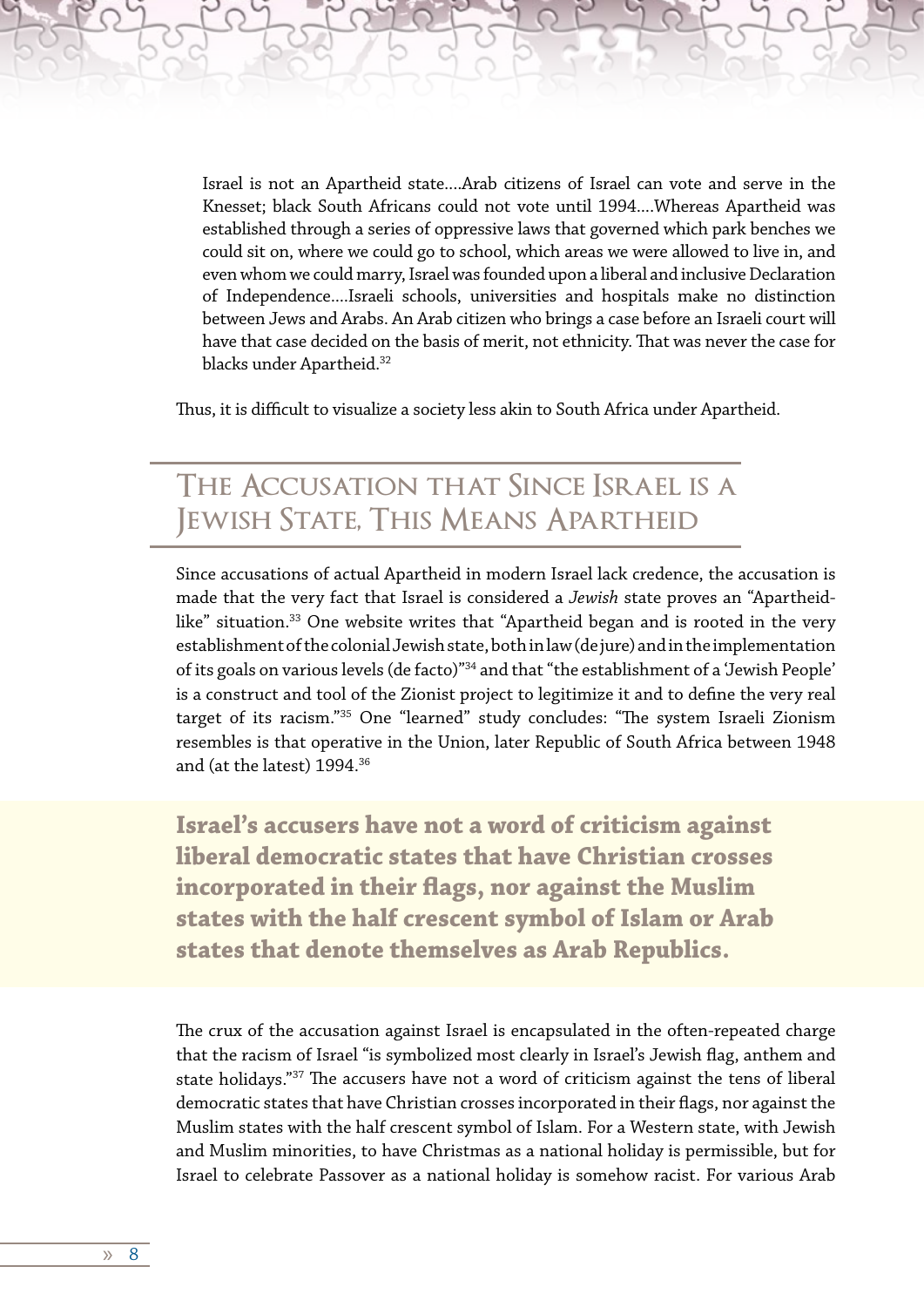> Israel is not an Apartheid state….Arab citizens of Israel can vote and serve in the Knesset; black South Africans could not vote until 1994….Whereas Apartheid was established through a series of oppressive laws that governed which park benches we could sit on, where we could go to school, which areas we were allowed to live in, and even whom we could marry, Israel was founded upon a liberal and inclusive Declaration of Independence….Israeli schools, universities and hospitals make no distinction between Jews and Arabs. An Arab citizen who brings a case before an Israeli court will have that case decided on the basis of merit, not ethnicity. That was never the case for blacks under Apartheid.[32]

Thus, it is difficult to visualize a society less akin to South Africa under Apartheid.

## The Accusation that Since Israel is a Jewish State, This Means Apartheid

Since accusations of actual Apartheid in modern Israel lack credence, the accusation is made that the very fact that Israel is considered a *Jewish* state proves an "Apartheid-like" situation.[33] One website writes that "Apartheid began and is rooted in the very establishment of the colonial Jewish state, both in law (de jure) and in the implementation of its goals on various levels (de facto)"[34] and that "the establishment of a 'Jewish People' is a construct and tool of the Zionist project to legitimize it and to define the very real target of its racism."[35] One "learned" study concludes: "The system Israeli Zionism resembles is that operative in the Union, later Republic of South Africa between 1948 and (at the latest) 1994.[36]

**Israel's accusers have not a word of criticism against liberal democratic states that have Christian crosses incorporated in their flags, nor against the Muslim states with the half crescent symbol of Islam or Arab states that denote themselves as Arab Republics.**

The crux of the accusation against Israel is encapsulated in the often-repeated charge that the racism of Israel "is symbolized most clearly in Israel's Jewish flag, anthem and state holidays."[37] The accusers have not a word of criticism against the tens of liberal democratic states that have Christian crosses incorporated in their flags, nor against the Muslim states with the half crescent symbol of Islam. For a Western state, with Jewish and Muslim minorities, to have Christmas as a national holiday is permissible, but for Israel to celebrate Passover as a national holiday is somehow racist. For various Arab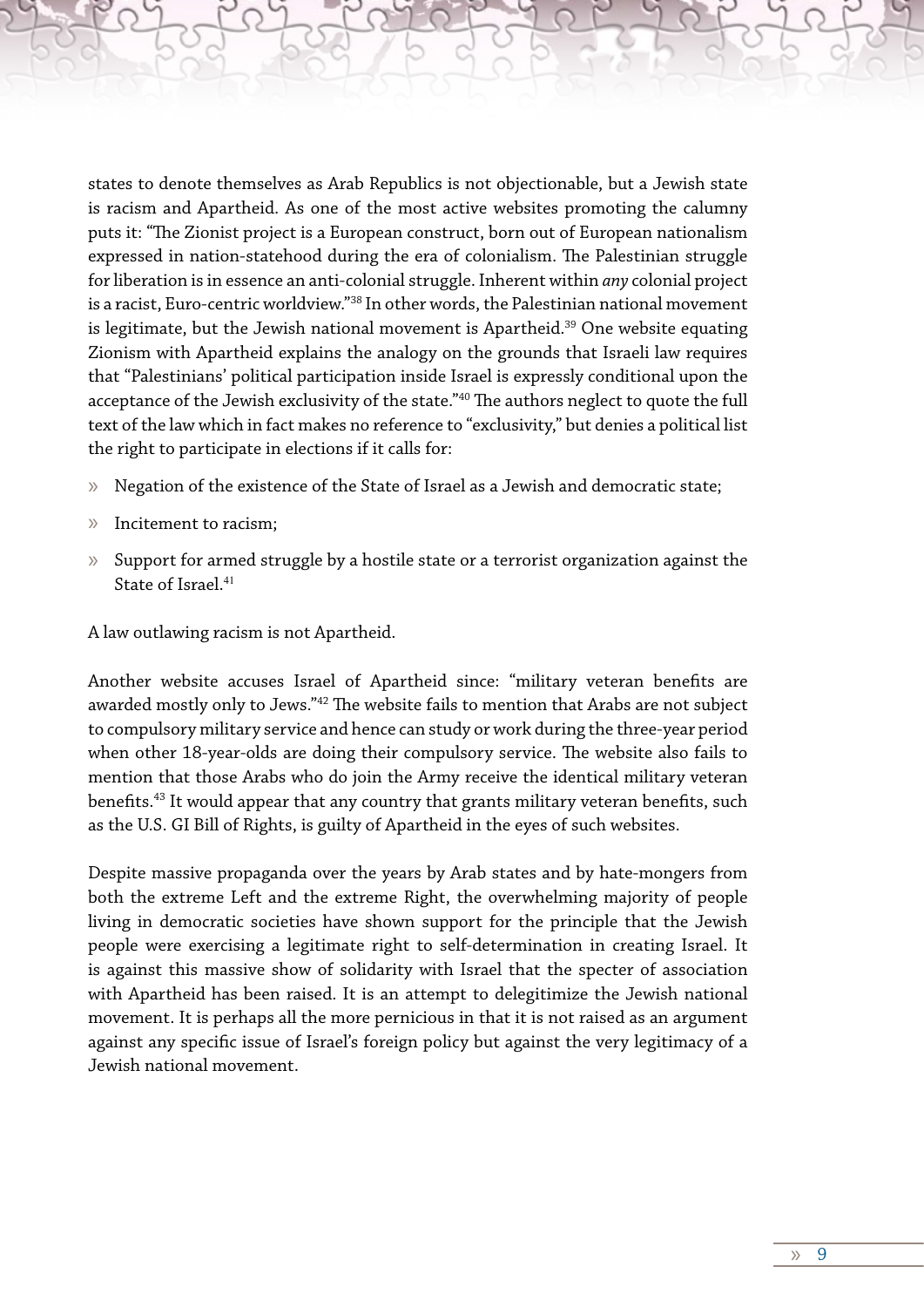states to denote themselves as Arab Republics is not objectionable, but a Jewish state is racism and Apartheid. As one of the most active websites promoting the calumny puts it: "The Zionist project is a European construct, born out of European nationalism expressed in nation-statehood during the era of colonialism. The Palestinian struggle for liberation is in essence an anti-colonial struggle. Inherent within *any* colonial project is a racist, Euro-centric worldview."[38] In other words, the Palestinian national movement is legitimate, but the Jewish national movement is Apartheid.[39] One website equating Zionism with Apartheid explains the analogy on the grounds that Israeli law requires that "Palestinians' political participation inside Israel is expressly conditional upon the acceptance of the Jewish exclusivity of the state."[40] The authors neglect to quote the full text of the law which in fact makes no reference to "exclusivity," but denies a political list the right to participate in elections if it calls for:

- Negation of the existence of the State of Israel as a Jewish and democratic state;
- Incitement to racism;
- Support for armed struggle by a hostile state or a terrorist organization against the State of Israel.[41]

A law outlawing racism is not Apartheid.

Another website accuses Israel of Apartheid since: "military veteran benefits are awarded mostly only to Jews."[42] The website fails to mention that Arabs are not subject to compulsory military service and hence can study or work during the three-year period when other 18-year-olds are doing their compulsory service. The website also fails to mention that those Arabs who do join the Army receive the identical military veteran benefits.[43] It would appear that any country that grants military veteran benefits, such as the U.S. GI Bill of Rights, is guilty of Apartheid in the eyes of such websites.

Despite massive propaganda over the years by Arab states and by hate-mongers from both the extreme Left and the extreme Right, the overwhelming majority of people living in democratic societies have shown support for the principle that the Jewish people were exercising a legitimate right to self-determination in creating Israel. It is against this massive show of solidarity with Israel that the specter of association with Apartheid has been raised. It is an attempt to delegitimize the Jewish national movement. It is perhaps all the more pernicious in that it is not raised as an argument against any specific issue of Israel's foreign policy but against the very legitimacy of a Jewish national movement.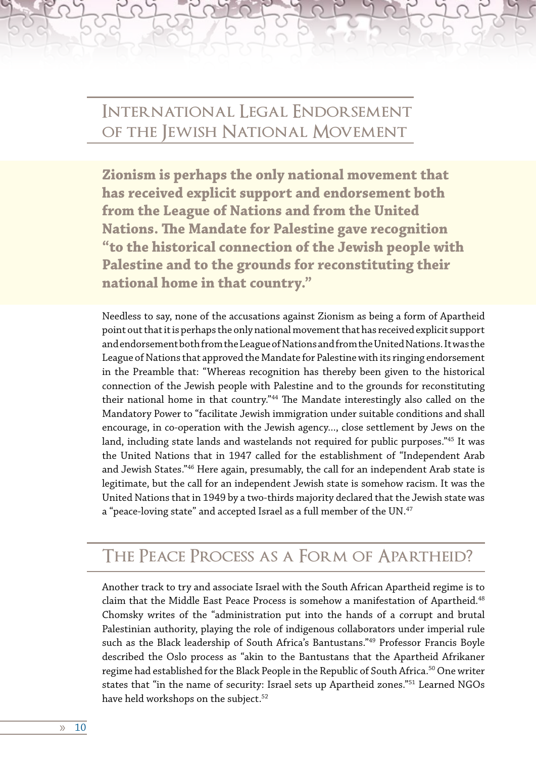## International Legal Endorsement of the Jewish National Movement

**Zionism is perhaps the only national movement that has received explicit support and endorsement both from the League of Nations and from the United Nations. The Mandate for Palestine gave recognition "to the historical connection of the Jewish people with Palestine and to the grounds for reconstituting their national home in that country."**

Needless to say, none of the accusations against Zionism as being a form of Apartheid point out that it is perhaps the only national movement that has received explicit support and endorsement both from the League of Nations and from the United Nations. It was the League of Nations that approved the Mandate for Palestine with its ringing endorsement in the Preamble that: "Whereas recognition has thereby been given to the historical connection of the Jewish people with Palestine and to the grounds for reconstituting their national home in that country."[44] The Mandate interestingly also called on the Mandatory Power to "facilitate Jewish immigration under suitable conditions and shall encourage, in co-operation with the Jewish agency..., close settlement by Jews on the land, including state lands and wastelands not required for public purposes."[45] It was the United Nations that in 1947 called for the establishment of "Independent Arab and Jewish States."[46] Here again, presumably, the call for an independent Arab state is legitimate, but the call for an independent Jewish state is somehow racism. It was the United Nations that in 1949 by a two-thirds majority declared that the Jewish state was a "peace-loving state" and accepted Israel as a full member of the UN.[47]

## The Peace Process as a Form of Apartheid?

Another track to try and associate Israel with the South African Apartheid regime is to claim that the Middle East Peace Process is somehow a manifestation of Apartheid.[48] Chomsky writes of the "administration put into the hands of a corrupt and brutal Palestinian authority, playing the role of indigenous collaborators under imperial rule such as the Black leadership of South Africa's Bantustans."[49] Professor Francis Boyle described the Oslo process as "akin to the Bantustans that the Apartheid Afrikaner regime had established for the Black People in the Republic of South Africa.[50] One writer states that "in the name of security: Israel sets up Apartheid zones."[51] Learned NGOs have held workshops on the subject.[52]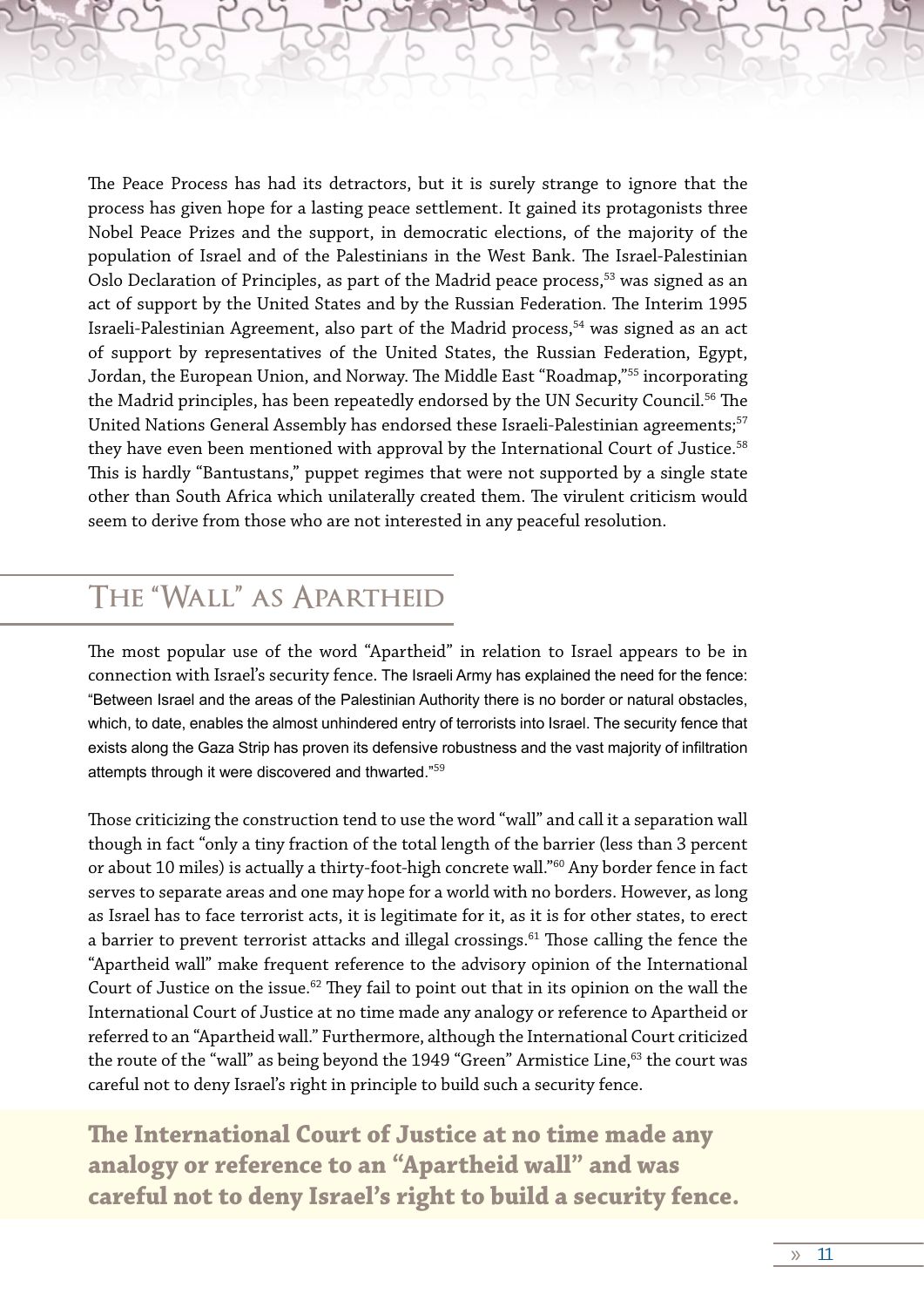The Peace Process has had its detractors, but it is surely strange to ignore that the process has given hope for a lasting peace settlement. It gained its protagonists three Nobel Peace Prizes and the support, in democratic elections, of the majority of the population of Israel and of the Palestinians in the West Bank. The Israel-Palestinian Oslo Declaration of Principles, as part of the Madrid peace process,[53] was signed as an act of support by the United States and by the Russian Federation. The Interim 1995 Israeli-Palestinian Agreement, also part of the Madrid process,[54] was signed as an act of support by representatives of the United States, the Russian Federation, Egypt, Jordan, the European Union, and Norway. The Middle East "Roadmap,"[55] incorporating the Madrid principles, has been repeatedly endorsed by the UN Security Council.[56] The United Nations General Assembly has endorsed these Israeli-Palestinian agreements;[57] they have even been mentioned with approval by the International Court of Justice.[58] This is hardly "Bantustans," puppet regimes that were not supported by a single state other than South Africa which unilaterally created them. The virulent criticism would seem to derive from those who are not interested in any peaceful resolution.

## The "Wall" as Apartheid

The most popular use of the word "Apartheid" in relation to Israel appears to be in connection with Israel's security fence. The Israeli Army has explained the need for the fence: "Between Israel and the areas of the Palestinian Authority there is no border or natural obstacles, which, to date, enables the almost unhindered entry of terrorists into Israel. The security fence that exists along the Gaza Strip has proven its defensive robustness and the vast majority of infiltration attempts through it were discovered and thwarted."[59]

Those criticizing the construction tend to use the word "wall" and call it a separation wall though in fact "only a tiny fraction of the total length of the barrier (less than 3 percent or about 10 miles) is actually a thirty-foot-high concrete wall."[60] Any border fence in fact serves to separate areas and one may hope for a world with no borders. However, as long as Israel has to face terrorist acts, it is legitimate for it, as it is for other states, to erect a barrier to prevent terrorist attacks and illegal crossings.[61] Those calling the fence the "Apartheid wall" make frequent reference to the advisory opinion of the International Court of Justice on the issue.[62] They fail to point out that in its opinion on the wall the International Court of Justice at no time made any analogy or reference to Apartheid or referred to an "Apartheid wall." Furthermore, although the International Court criticized the route of the "wall" as being beyond the 1949 "Green" Armistice Line,[63] the court was careful not to deny Israel's right in principle to build such a security fence.

**The International Court of Justice at no time made any analogy or reference to an "Apartheid wall" and was careful not to deny Israel's right to build a security fence.**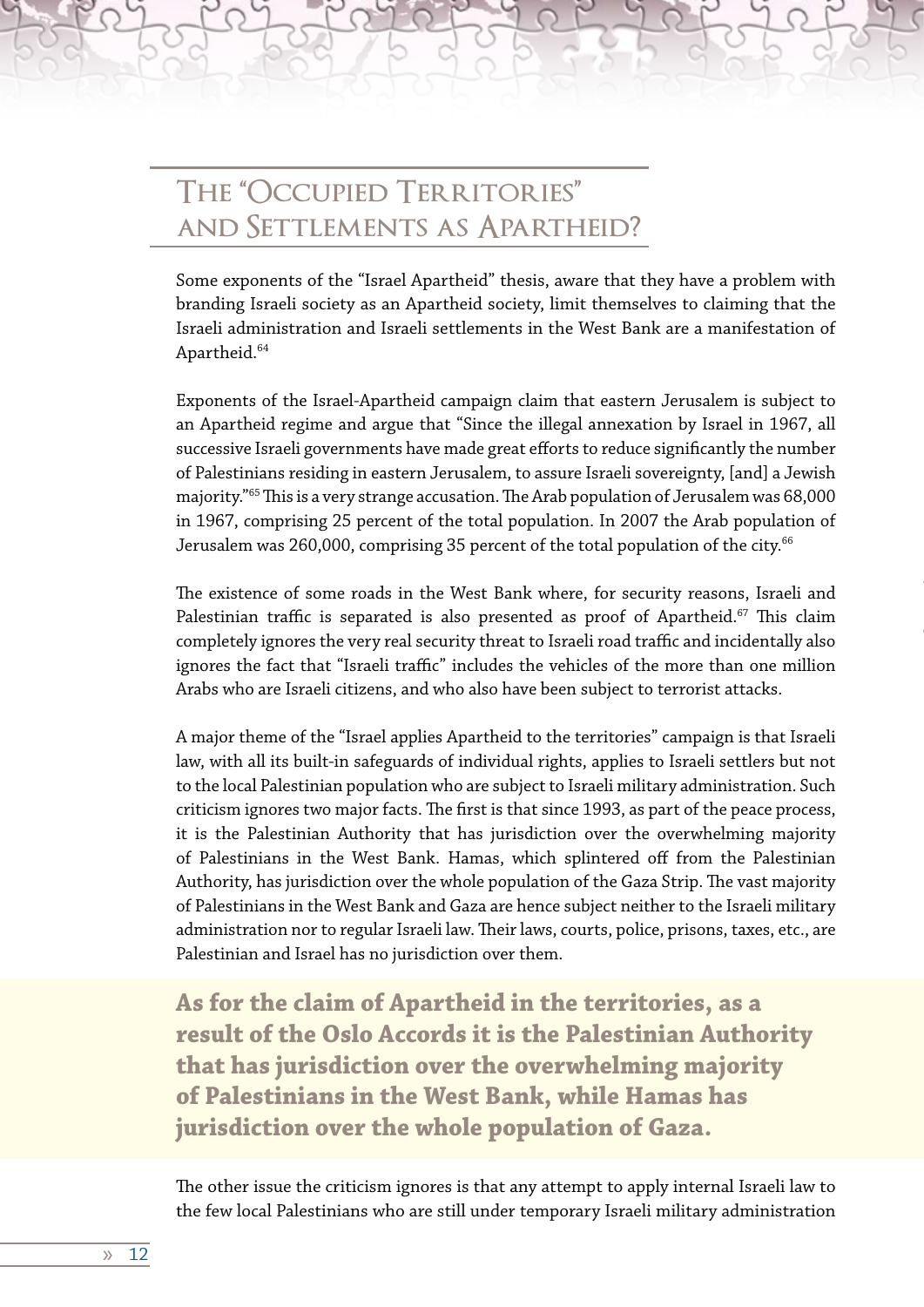## The "Occupied Territories" and Settlements as Apartheid?

Some exponents of the "Israel Apartheid" thesis, aware that they have a problem with branding Israeli society as an Apartheid society, limit themselves to claiming that the Israeli administration and Israeli settlements in the West Bank are a manifestation of Apartheid.[64]

Exponents of the Israel-Apartheid campaign claim that eastern Jerusalem is subject to an Apartheid regime and argue that "Since the illegal annexation by Israel in 1967, all successive Israeli governments have made great efforts to reduce significantly the number of Palestinians residing in eastern Jerusalem, to assure Israeli sovereignty, [and] a Jewish majority."[65] This is a very strange accusation. The Arab population of Jerusalem was 68,000 in 1967, comprising 25 percent of the total population. In 2007 the Arab population of Jerusalem was 260,000, comprising 35 percent of the total population of the city.[66]

The existence of some roads in the West Bank where, for security reasons, Israeli and Palestinian traffic is separated is also presented as proof of Apartheid.[67] This claim completely ignores the very real security threat to Israeli road traffic and incidentally also ignores the fact that "Israeli traffic" includes the vehicles of the more than one million Arabs who are Israeli citizens, and who also have been subject to terrorist attacks.

A major theme of the "Israel applies Apartheid to the territories" campaign is that Israeli law, with all its built-in safeguards of individual rights, applies to Israeli settlers but not to the local Palestinian population who are subject to Israeli military administration. Such criticism ignores two major facts. The first is that since 1993, as part of the peace process, it is the Palestinian Authority that has jurisdiction over the overwhelming majority of Palestinians in the West Bank. Hamas, which splintered off from the Palestinian Authority, has jurisdiction over the whole population of the Gaza Strip. The vast majority of Palestinians in the West Bank and Gaza are hence subject neither to the Israeli military administration nor to regular Israeli law. Their laws, courts, police, prisons, taxes, etc., are Palestinian and Israel has no jurisdiction over them.

**As for the claim of Apartheid in the territories, as a result of the Oslo Accords it is the Palestinian Authority that has jurisdiction over the overwhelming majority of Palestinians in the West Bank, while Hamas has jurisdiction over the whole population of Gaza.**

The other issue the criticism ignores is that any attempt to apply internal Israeli law to the few local Palestinians who are still under temporary Israeli military administration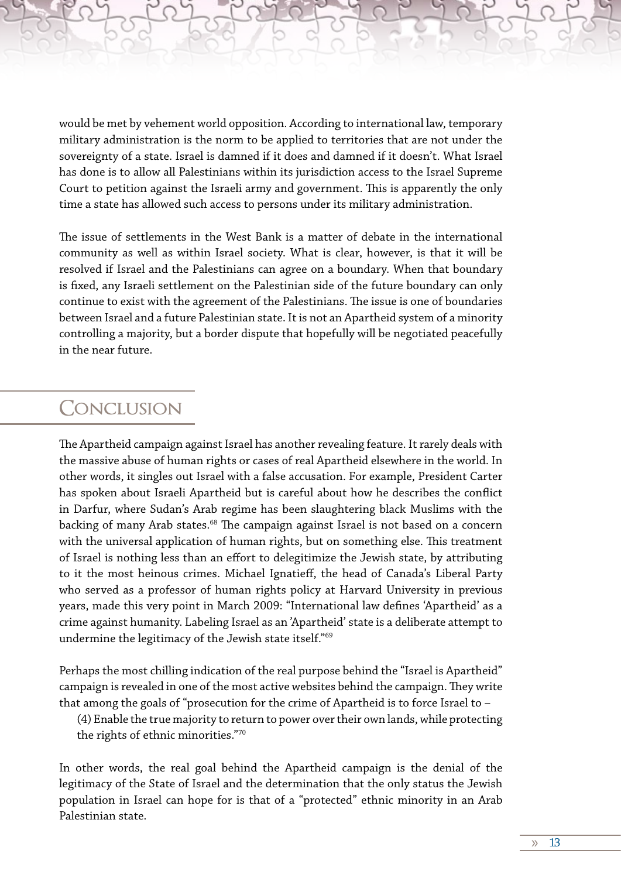would be met by vehement world opposition. According to international law, temporary military administration is the norm to be applied to territories that are not under the sovereignty of a state. Israel is damned if it does and damned if it doesn't. What Israel has done is to allow all Palestinians within its jurisdiction access to the Israel Supreme Court to petition against the Israeli army and government. This is apparently the only time a state has allowed such access to persons under its military administration.

The issue of settlements in the West Bank is a matter of debate in the international community as well as within Israel society. What is clear, however, is that it will be resolved if Israel and the Palestinians can agree on a boundary. When that boundary is fixed, any Israeli settlement on the Palestinian side of the future boundary can only continue to exist with the agreement of the Palestinians. The issue is one of boundaries between Israel and a future Palestinian state. It is not an Apartheid system of a minority controlling a majority, but a border dispute that hopefully will be negotiated peacefully in the near future.

## Conclusion

The Apartheid campaign against Israel has another revealing feature. It rarely deals with the massive abuse of human rights or cases of real Apartheid elsewhere in the world. In other words, it singles out Israel with a false accusation. For example, President Carter has spoken about Israeli Apartheid but is careful about how he describes the conflict in Darfur, where Sudan's Arab regime has been slaughtering black Muslims with the backing of many Arab states.[68] The campaign against Israel is not based on a concern with the universal application of human rights, but on something else. This treatment of Israel is nothing less than an effort to delegitimize the Jewish state, by attributing to it the most heinous crimes. Michael Ignatieff, the head of Canada's Liberal Party who served as a professor of human rights policy at Harvard University in previous years, made this very point in March 2009: "International law defines 'Apartheid' as a crime against humanity. Labeling Israel as an 'Apartheid' state is a deliberate attempt to undermine the legitimacy of the Jewish state itself."[69]

Perhaps the most chilling indication of the real purpose behind the "Israel is Apartheid" campaign is revealed in one of the most active websites behind the campaign. They write that among the goals of "prosecution for the crime of Apartheid is to force Israel to –

> (4) Enable the true majority to return to power over their own lands, while protecting the rights of ethnic minorities."[70]

In other words, the real goal behind the Apartheid campaign is the denial of the legitimacy of the State of Israel and the determination that the only status the Jewish population in Israel can hope for is that of a "protected" ethnic minority in an Arab Palestinian state.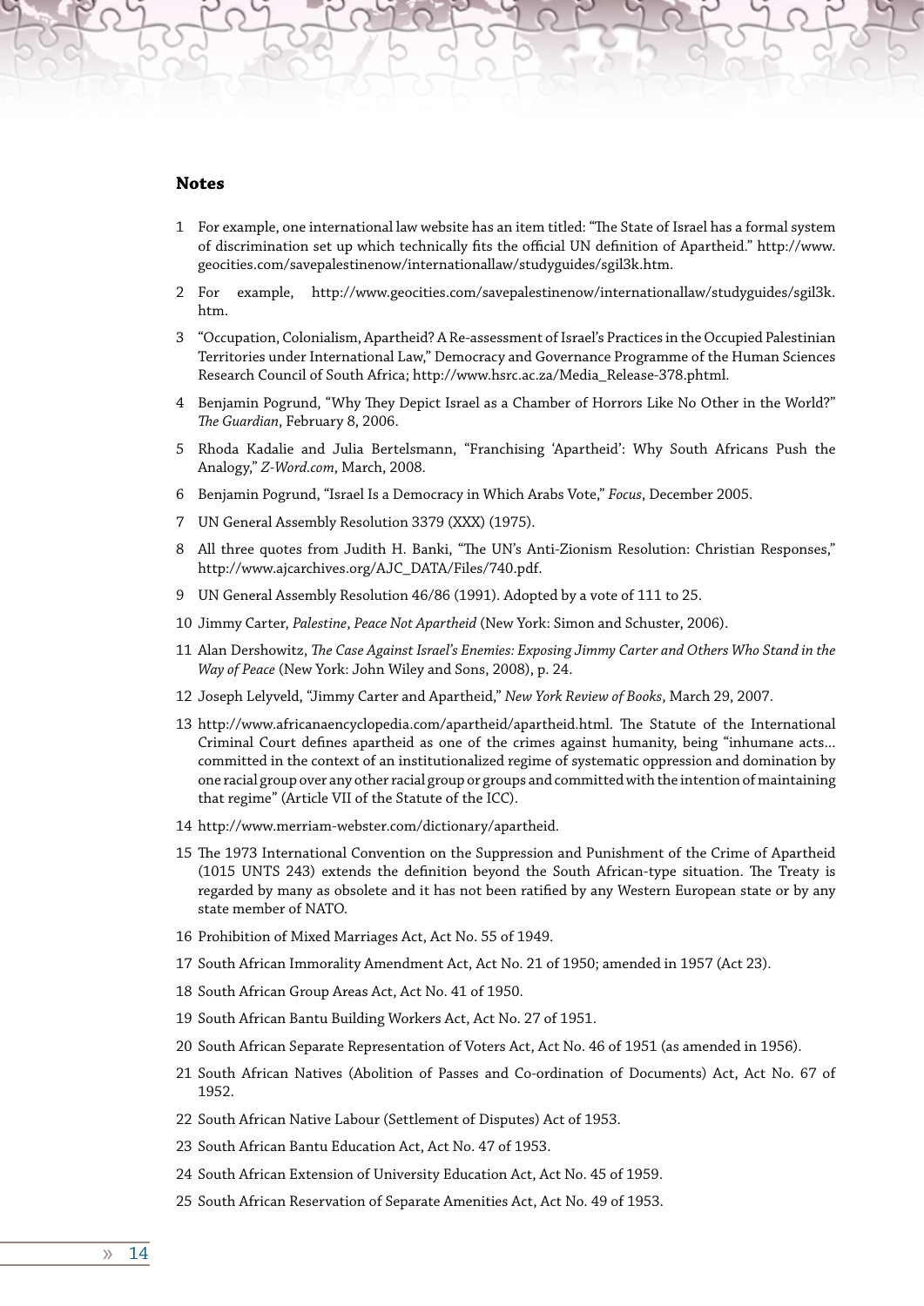## Notes

1. For example, one international law website has an item titled: "The State of Israel has a formal system of discrimination set up which technically fits the official UN definition of Apartheid." http://www.geocities.com/savepalestinenow/internationallaw/studyguides/sgil3k.htm.
2. For example, http://www.geocities.com/savepalestinenow/internationallaw/studyguides/sgil3k.htm.
3. "Occupation, Colonialism, Apartheid? A Re-assessment of Israel's Practices in the Occupied Palestinian Territories under International Law," Democracy and Governance Programme of the Human Sciences Research Council of South Africa; http://www.hsrc.ac.za/Media_Release-378.phtml.
4. Benjamin Pogrund, "Why They Depict Israel as a Chamber of Horrors Like No Other in the World?" *The Guardian*, February 8, 2006.
5. Rhoda Kadalie and Julia Bertelsmann, "Franchising 'Apartheid': Why South Africans Push the Analogy," *Z-Word.com*, March, 2008.
6. Benjamin Pogrund, "Israel Is a Democracy in Which Arabs Vote," *Focus*, December 2005.
7. UN General Assembly Resolution 3379 (XXX) (1975).
8. All three quotes from Judith H. Banki, "The UN's Anti-Zionism Resolution: Christian Responses," http://www.ajcarchives.org/AJC_DATA/Files/740.pdf.
9. UN General Assembly Resolution 46/86 (1991). Adopted by a vote of 111 to 25.
10. Jimmy Carter, *Palestine*, *Peace Not Apartheid* (New York: Simon and Schuster, 2006).
11. Alan Dershowitz, *The Case Against Israel's Enemies: Exposing Jimmy Carter and Others Who Stand in the Way of Peace* (New York: John Wiley and Sons, 2008), p. 24.
12. Joseph Lelyveld, "Jimmy Carter and Apartheid," *New York Review of Books*, March 29, 2007.
13. http://www.africanaencyclopedia.com/apartheid/apartheid.html. The Statute of the International Criminal Court defines apartheid as one of the crimes against humanity, being "inhumane acts... committed in the context of an institutionalized regime of systematic oppression and domination by one racial group over any other racial group or groups and committed with the intention of maintaining that regime" (Article VII of the Statute of the ICC).
14. http://www.merriam-webster.com/dictionary/apartheid.
15. The 1973 International Convention on the Suppression and Punishment of the Crime of Apartheid (1015 UNTS 243) extends the definition beyond the South African-type situation. The Treaty is regarded by many as obsolete and it has not been ratified by any Western European state or by any state member of NATO.
16. Prohibition of Mixed Marriages Act, Act No. 55 of 1949.
17. South African Immorality Amendment Act, Act No. 21 of 1950; amended in 1957 (Act 23).
18. South African Group Areas Act, Act No. 41 of 1950.
19. South African Bantu Building Workers Act, Act No. 27 of 1951.
20. South African Separate Representation of Voters Act, Act No. 46 of 1951 (as amended in 1956).
21. South African Natives (Abolition of Passes and Co-ordination of Documents) Act, Act No. 67 of 1952.
22. South African Native Labour (Settlement of Disputes) Act of 1953.
23. South African Bantu Education Act, Act No. 47 of 1953.
24. South African Extension of University Education Act, Act No. 45 of 1959.
25. South African Reservation of Separate Amenities Act, Act No. 49 of 1953.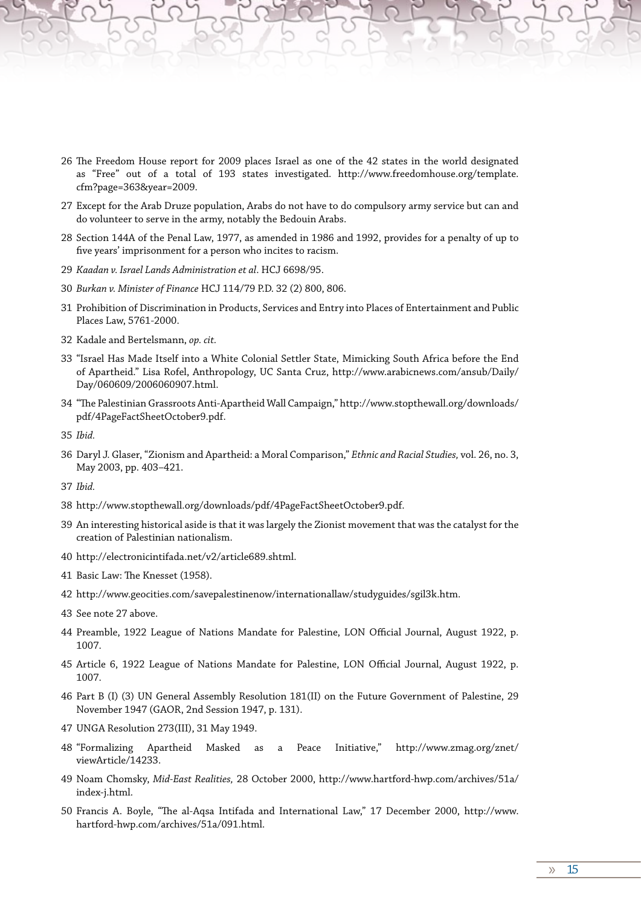26 The Freedom House report for 2009 places Israel as one of the 42 states in the world designated as "Free" out of a total of 193 states investigated. http://www.freedomhouse.org/template.cfm?page=363&year=2009.

27 Except for the Arab Druze population, Arabs do not have to do compulsory army service but can and do volunteer to serve in the army, notably the Bedouin Arabs.

28 Section 144A of the Penal Law, 1977, as amended in 1986 and 1992, provides for a penalty of up to five years' imprisonment for a person who incites to racism.

29 *Kaadan v. Israel Lands Administration et al*. HCJ 6698/95.

30 *Burkan v. Minister of Finance* HCJ 114/79 P.D. 32 (2) 800, 806.

31 Prohibition of Discrimination in Products, Services and Entry into Places of Entertainment and Public Places Law, 5761-2000.

32 Kadale and Bertelsmann, *op. cit.*

33 "Israel Has Made Itself into a White Colonial Settler State, Mimicking South Africa before the End of Apartheid." Lisa Rofel, Anthropology, UC Santa Cruz, http://www.arabicnews.com/ansub/Daily/Day/060609/2006060907.html.

34 "The Palestinian Grassroots Anti-Apartheid Wall Campaign," http://www.stopthewall.org/downloads/pdf/4PageFactSheetOctober9.pdf.

35 *Ibid.*

36 Daryl J. Glaser, "Zionism and Apartheid: a Moral Comparison," *Ethnic and Racial Studies,* vol. 26, no. 3, May 2003, pp. 403–421.

37 *Ibid.*

38 http://www.stopthewall.org/downloads/pdf/4PageFactSheetOctober9.pdf.

39 An interesting historical aside is that it was largely the Zionist movement that was the catalyst for the creation of Palestinian nationalism.

40 http://electronicintifada.net/v2/article689.shtml.

41 Basic Law: The Knesset (1958).

42 http://www.geocities.com/savepalestinenow/internationallaw/studyguides/sgil3k.htm.

43 See note 27 above.

44 Preamble, 1922 League of Nations Mandate for Palestine, LON Official Journal, August 1922, p. 1007.

45 Article 6, 1922 League of Nations Mandate for Palestine, LON Official Journal, August 1922, p. 1007.

46 Part B (I) (3) UN General Assembly Resolution 181(II) on the Future Government of Palestine, 29 November 1947 (GAOR, 2nd Session 1947, p. 131).

47 UNGA Resolution 273(III), 31 May 1949.

48 "Formalizing Apartheid Masked as a Peace Initiative," http://www.zmag.org/znet/viewArticle/14233.

49 Noam Chomsky, *Mid-East Realities,* 28 October 2000, http://www.hartford-hwp.com/archives/51a/index-j.html.

50 Francis A. Boyle, "The al-Aqsa Intifada and International Law," 17 December 2000, http://www.hartford-hwp.com/archives/51a/091.html.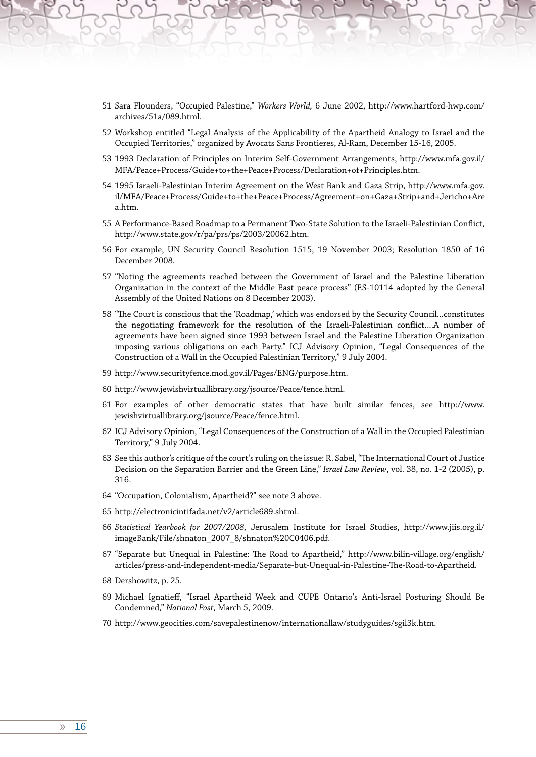51 Sara Flounders, "Occupied Palestine," *Workers World,* 6 June 2002, http://www.hartford-hwp.com/archives/51a/089.html.

52 Workshop entitled "Legal Analysis of the Applicability of the Apartheid Analogy to Israel and the Occupied Territories," organized by Avocats Sans Frontieres, Al-Ram, December 15-16, 2005.

53 1993 Declaration of Principles on Interim Self-Government Arrangements, http://www.mfa.gov.il/MFA/Peace+Process/Guide+to+the+Peace+Process/Declaration+of+Principles.htm.

54 1995 Israeli-Palestinian Interim Agreement on the West Bank and Gaza Strip, http://www.mfa.gov.il/MFA/Peace+Process/Guide+to+the+Peace+Process/Agreement+on+Gaza+Strip+and+Jericho+Area.htm.

55 A Performance-Based Roadmap to a Permanent Two-State Solution to the Israeli-Palestinian Conflict, http://www.state.gov/r/pa/prs/ps/2003/20062.htm.

56 For example, UN Security Council Resolution 1515, 19 November 2003; Resolution 1850 of 16 December 2008.

57 "Noting the agreements reached between the Government of Israel and the Palestine Liberation Organization in the context of the Middle East peace process" (ES-10114 adopted by the General Assembly of the United Nations on 8 December 2003).

58 "The Court is conscious that the 'Roadmap,' which was endorsed by the Security Council…constitutes the negotiating framework for the resolution of the Israeli-Palestinian conflict….A number of agreements have been signed since 1993 between Israel and the Palestine Liberation Organization imposing various obligations on each Party." ICJ Advisory Opinion, "Legal Consequences of the Construction of a Wall in the Occupied Palestinian Territory," 9 July 2004.

59 http://www.securityfence.mod.gov.il/Pages/ENG/purpose.htm.

60 http://www.jewishvirtuallibrary.org/jsource/Peace/fence.html.

61 For examples of other democratic states that have built similar fences, see http://www.jewishvirtuallibrary.org/jsource/Peace/fence.html.

62 ICJ Advisory Opinion, "Legal Consequences of the Construction of a Wall in the Occupied Palestinian Territory," 9 July 2004.

63 See this author's critique of the court's ruling on the issue: R. Sabel, "The International Court of Justice Decision on the Separation Barrier and the Green Line," *Israel Law Review*, vol. 38, no. 1-2 (2005), p. 316.

64 "Occupation, Colonialism, Apartheid?" see note 3 above.

65 http://electronicintifada.net/v2/article689.shtml.

66 *Statistical Yearbook for 2007/2008,* Jerusalem Institute for Israel Studies, http://www.jiis.org.il/imageBank/File/shnaton_2007_8/shnaton%20C0406.pdf.

67 "Separate but Unequal in Palestine: The Road to Apartheid," http://www.bilin-village.org/english/articles/press-and-independent-media/Separate-but-Unequal-in-Palestine-The-Road-to-Apartheid.

68 Dershowitz, p. 25.

69 Michael Ignatieff, "Israel Apartheid Week and CUPE Ontario's Anti-Israel Posturing Should Be Condemned," *National Post,* March 5, 2009.

70 http://www.geocities.com/savepalestinenow/internationallaw/studyguides/sgil3k.htm.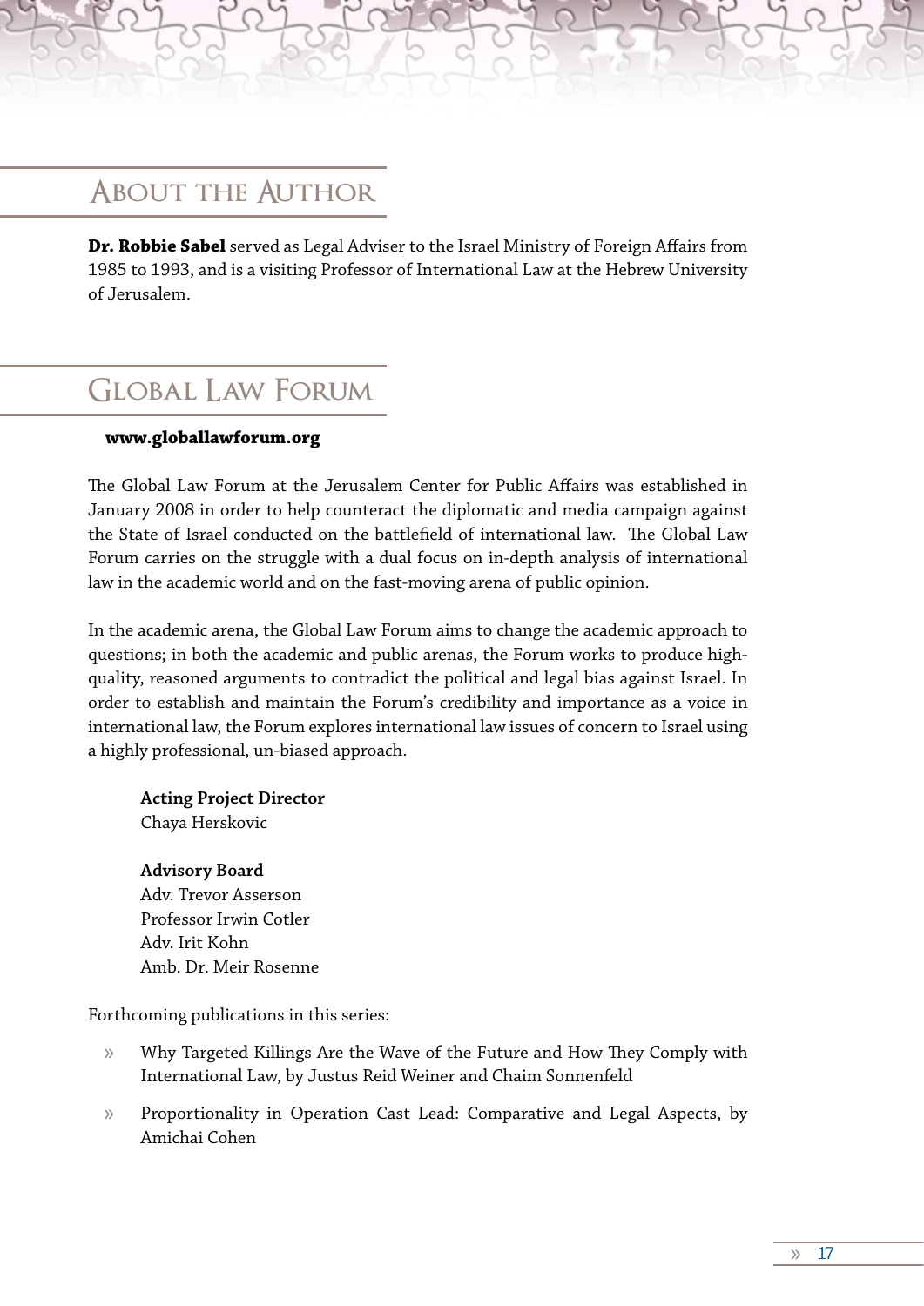## About the Author

**Dr. Robbie Sabel** served as Legal Adviser to the Israel Ministry of Foreign Affairs from 1985 to 1993, and is a visiting Professor of International Law at the Hebrew University of Jerusalem.

## Global Law Forum

**www.globallawforum.org**

The Global Law Forum at the Jerusalem Center for Public Affairs was established in January 2008 in order to help counteract the diplomatic and media campaign against the State of Israel conducted on the battlefield of international law. The Global Law Forum carries on the struggle with a dual focus on in-depth analysis of international law in the academic world and on the fast-moving arena of public opinion.

In the academic arena, the Global Law Forum aims to change the academic approach to questions; in both the academic and public arenas, the Forum works to produce high-quality, reasoned arguments to contradict the political and legal bias against Israel. In order to establish and maintain the Forum's credibility and importance as a voice in international law, the Forum explores international law issues of concern to Israel using a highly professional, un-biased approach.

**Acting Project Director**
Chaya Herskovic

**Advisory Board**
Adv. Trevor Asserson
Professor Irwin Cotler
Adv. Irit Kohn
Amb. Dr. Meir Rosenne

Forthcoming publications in this series:

- Why Targeted Killings Are the Wave of the Future and How They Comply with International Law, by Justus Reid Weiner and Chaim Sonnenfeld
- Proportionality in Operation Cast Lead: Comparative and Legal Aspects, by Amichai Cohen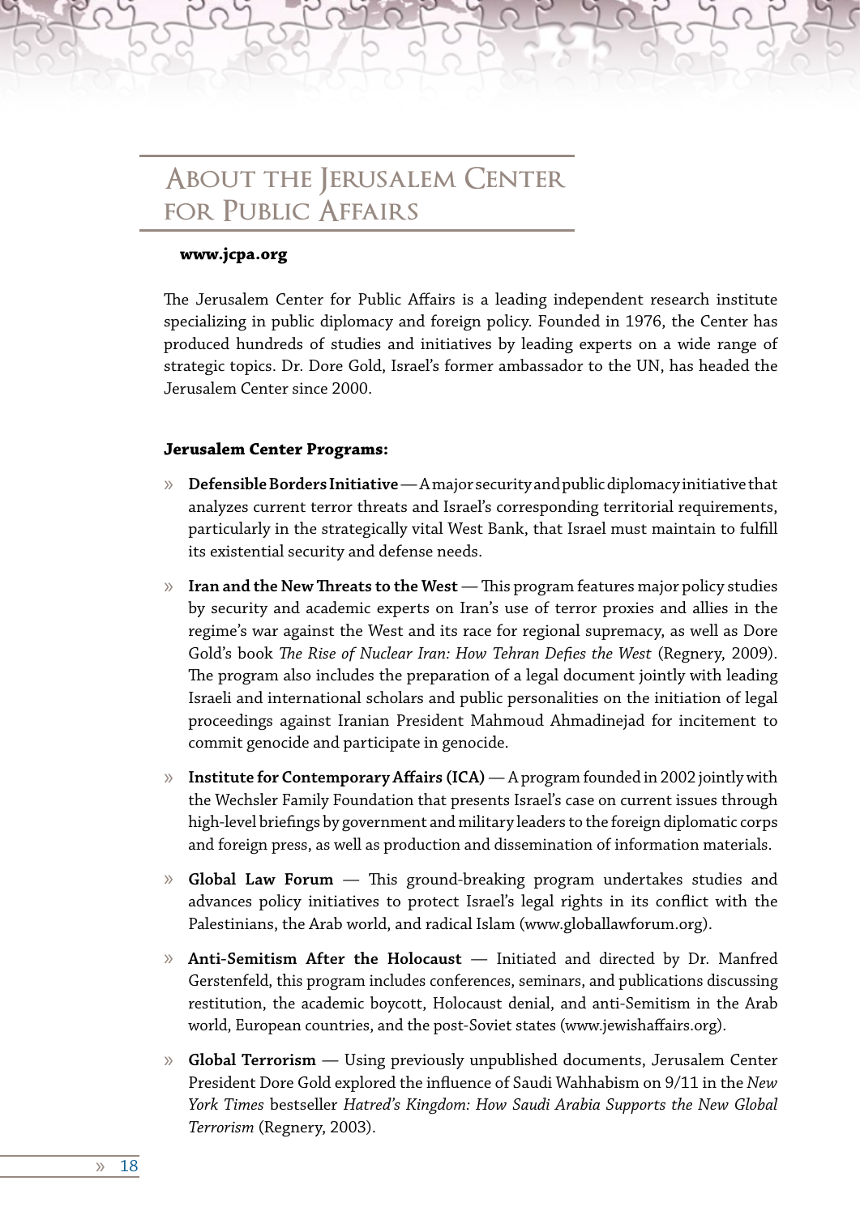# About the Jerusalem Center for Public Affairs

**www.jcpa.org**

The Jerusalem Center for Public Affairs is a leading independent research institute specializing in public diplomacy and foreign policy. Founded in 1976, the Center has produced hundreds of studies and initiatives by leading experts on a wide range of strategic topics. Dr. Dore Gold, Israel's former ambassador to the UN, has headed the Jerusalem Center since 2000.

**Jerusalem Center Programs:**

- **Defensible Borders Initiative** — A major security and public diplomacy initiative that analyzes current terror threats and Israel's corresponding territorial requirements, particularly in the strategically vital West Bank, that Israel must maintain to fulfill its existential security and defense needs.
- **Iran and the New Threats to the West** — This program features major policy studies by security and academic experts on Iran's use of terror proxies and allies in the regime's war against the West and its race for regional supremacy, as well as Dore Gold's book *The Rise of Nuclear Iran: How Tehran Defies the West* (Regnery, 2009). The program also includes the preparation of a legal document jointly with leading Israeli and international scholars and public personalities on the initiation of legal proceedings against Iranian President Mahmoud Ahmadinejad for incitement to commit genocide and participate in genocide.
- **Institute for Contemporary Affairs (ICA)** — A program founded in 2002 jointly with the Wechsler Family Foundation that presents Israel's case on current issues through high-level briefings by government and military leaders to the foreign diplomatic corps and foreign press, as well as production and dissemination of information materials.
- **Global Law Forum** — This ground-breaking program undertakes studies and advances policy initiatives to protect Israel's legal rights in its conflict with the Palestinians, the Arab world, and radical Islam (www.globallawforum.org).
- **Anti-Semitism After the Holocaust** — Initiated and directed by Dr. Manfred Gerstenfeld, this program includes conferences, seminars, and publications discussing restitution, the academic boycott, Holocaust denial, and anti-Semitism in the Arab world, European countries, and the post-Soviet states (www.jewishaffairs.org).
- **Global Terrorism** — Using previously unpublished documents, Jerusalem Center President Dore Gold explored the influence of Saudi Wahhabism on 9/11 in the *New York Times* bestseller *Hatred's Kingdom: How Saudi Arabia Supports the New Global Terrorism* (Regnery, 2003).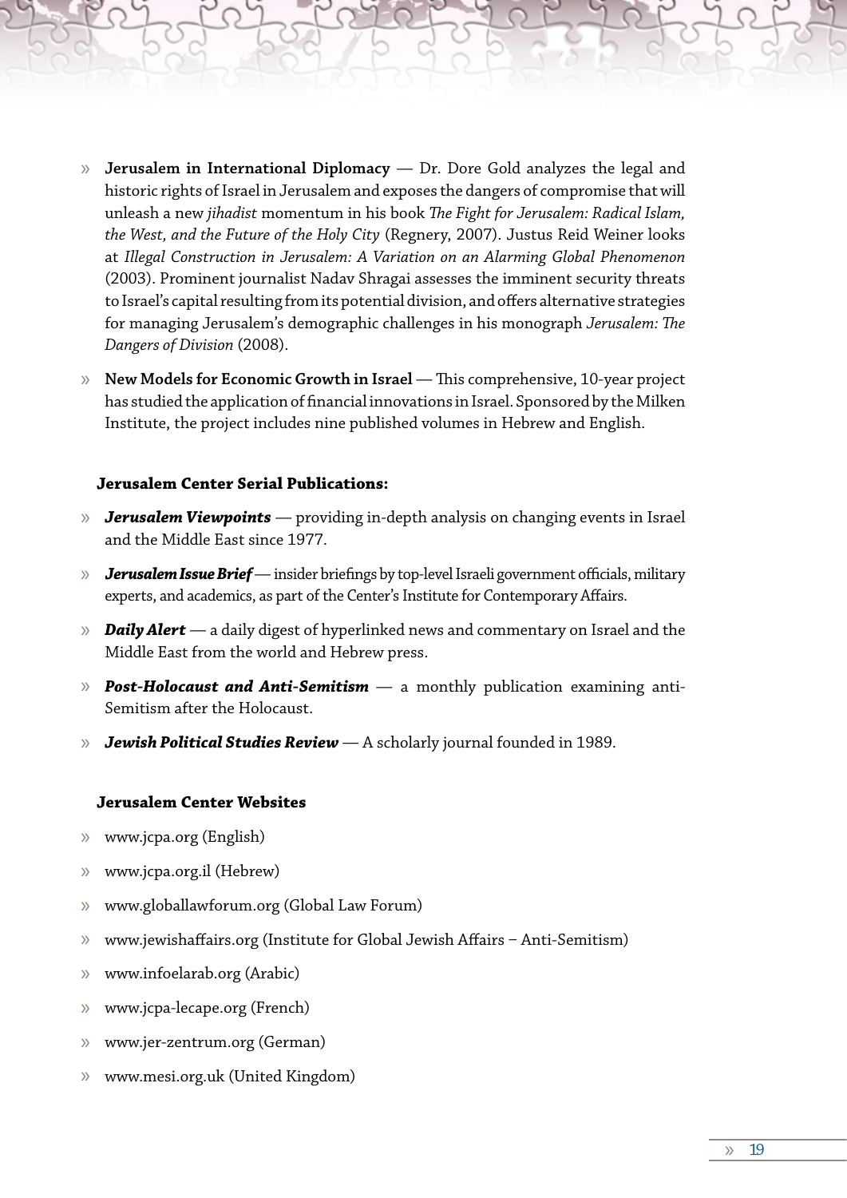- **Jerusalem in International Diplomacy** — Dr. Dore Gold analyzes the legal and historic rights of Israel in Jerusalem and exposes the dangers of compromise that will unleash a new *jihadist* momentum in his book *The Fight for Jerusalem: Radical Islam, the West, and the Future of the Holy City* (Regnery, 2007). Justus Reid Weiner looks at *Illegal Construction in Jerusalem: A Variation on an Alarming Global Phenomenon* (2003). Prominent journalist Nadav Shragai assesses the imminent security threats to Israel's capital resulting from its potential division, and offers alternative strategies for managing Jerusalem's demographic challenges in his monograph *Jerusalem: The Dangers of Division* (2008).
- **New Models for Economic Growth in Israel** — This comprehensive, 10-year project has studied the application of financial innovations in Israel. Sponsored by the Milken Institute, the project includes nine published volumes in Hebrew and English.

### Jerusalem Center Serial Publications:

- ***Jerusalem Viewpoints*** — providing in-depth analysis on changing events in Israel and the Middle East since 1977.
- ***Jerusalem Issue Brief*** — insider briefings by top-level Israeli government officials, military experts, and academics, as part of the Center's Institute for Contemporary Affairs.
- ***Daily Alert*** — a daily digest of hyperlinked news and commentary on Israel and the Middle East from the world and Hebrew press.
- ***Post-Holocaust and Anti-Semitism*** — a monthly publication examining anti-Semitism after the Holocaust.
- ***Jewish Political Studies Review*** — A scholarly journal founded in 1989.

### Jerusalem Center Websites

- www.jcpa.org (English)
- www.jcpa.org.il (Hebrew)
- www.globallawforum.org (Global Law Forum)
- www.jewishaffairs.org (Institute for Global Jewish Affairs – Anti-Semitism)
- www.infoelarab.org (Arabic)
- www.jcpa-lecape.org (French)
- www.jer-zentrum.org (German)
- www.mesi.org.uk (United Kingdom)